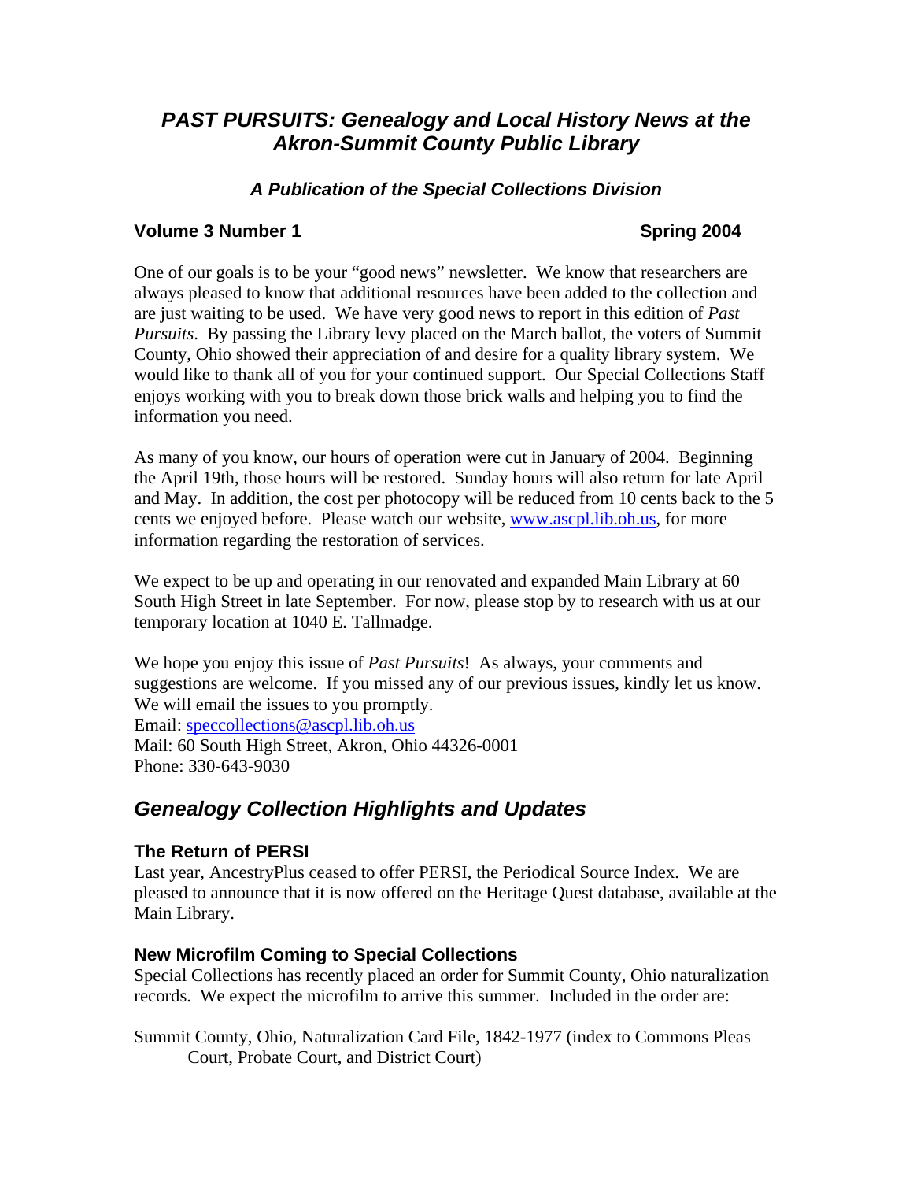# *PAST PURSUITS: Genealogy and Local History News at the Akron-Summit County Public Library*

### *A Publication of the Special Collections Division*

**Volume 3 Number 1** **Spring 2004**

One of our goals is to be your "good news" newsletter. We know that researchers are always pleased to know that additional resources have been added to the collection and are just waiting to be used. We have very good news to report in this edition of *Past Pursuits*. By passing the Library levy placed on the March ballot, the voters of Summit County, Ohio showed their appreciation of and desire for a quality library system. We would like to thank all of you for your continued support. Our Special Collections Staff enjoys working with you to break down those brick walls and helping you to find the information you need.

As many of you know, our hours of operation were cut in January of 2004. Beginning the April 19th, those hours will be restored. Sunday hours will also return for late April and May. In addition, the cost per photocopy will be reduced from 10 cents back to the 5 cents we enjoyed before. Please watch our website, [www.ascpl.lib.oh.us](http://www.ascpl.lib.oh.us), for more information regarding the restoration of services.

We expect to be up and operating in our renovated and expanded Main Library at 60 South High Street in late September. For now, please stop by to research with us at our temporary location at 1040 E. Tallmadge.

We hope you enjoy this issue of *Past Pursuits*! As always, your comments and suggestions are welcome. If you missed any of our previous issues, kindly let us know. We will email the issues to you promptly.
Email: [speccollections@ascpl.lib.oh.us](mailto:speccollections@ascpl.lib.oh.us)
Mail: 60 South High Street, Akron, Ohio 44326-0001
Phone: 330-643-9030

## *Genealogy Collection Highlights and Updates*

### The Return of PERSI

Last year, AncestryPlus ceased to offer PERSI, the Periodical Source Index. We are pleased to announce that it is now offered on the Heritage Quest database, available at the Main Library.

### New Microfilm Coming to Special Collections

Special Collections has recently placed an order for Summit County, Ohio naturalization records. We expect the microfilm to arrive this summer. Included in the order are:

Summit County, Ohio, Naturalization Card File, 1842-1977 (index to Commons Pleas Court, Probate Court, and District Court)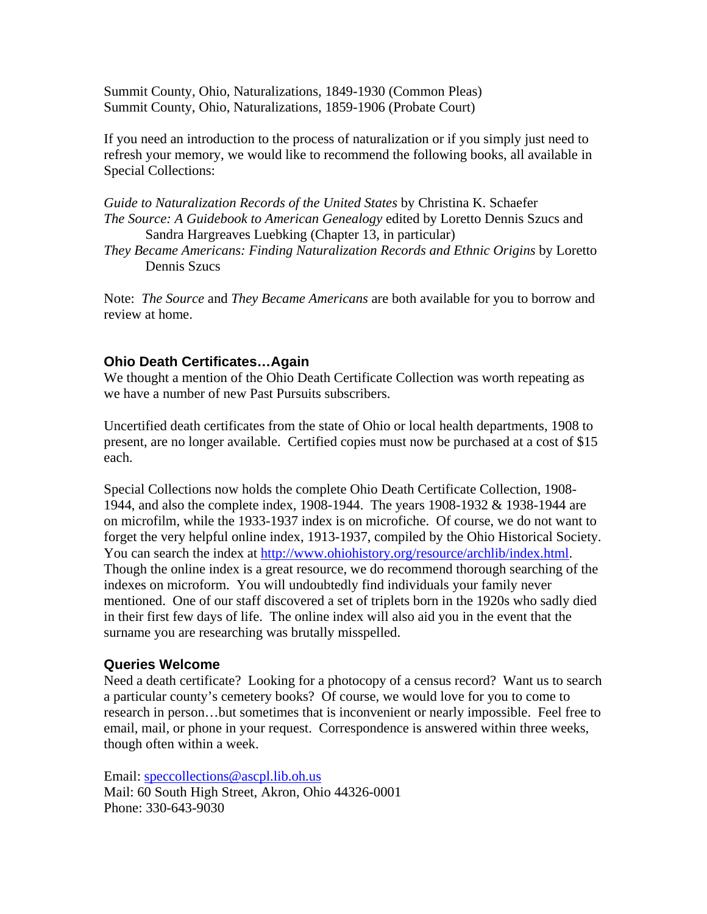Summit County, Ohio, Naturalizations, 1849-1930 (Common Pleas)
Summit County, Ohio, Naturalizations, 1859-1906 (Probate Court)

If you need an introduction to the process of naturalization or if you simply just need to refresh your memory, we would like to recommend the following books, all available in Special Collections:

*Guide to Naturalization Records of the United States* by Christina K. Schaefer
*The Source: A Guidebook to American Genealogy* edited by Loretto Dennis Szucs and Sandra Hargreaves Luebking (Chapter 13, in particular)
*They Became Americans: Finding Naturalization Records and Ethnic Origins* by Loretto Dennis Szucs

Note: *The Source* and *They Became Americans* are both available for you to borrow and review at home.

### Ohio Death Certificates…Again

We thought a mention of the Ohio Death Certificate Collection was worth repeating as we have a number of new Past Pursuits subscribers.

Uncertified death certificates from the state of Ohio or local health departments, 1908 to present, are no longer available. Certified copies must now be purchased at a cost of $15 each.

Special Collections now holds the complete Ohio Death Certificate Collection, 1908-1944, and also the complete index, 1908-1944. The years 1908-1932 & 1938-1944 are on microfilm, while the 1933-1937 index is on microfiche. Of course, we do not want to forget the very helpful online index, 1913-1937, compiled by the Ohio Historical Society. You can search the index at [http://www.ohiohistory.org/resource/archlib/index.html](http://www.ohiohistory.org/resource/archlib/index.html). Though the online index is a great resource, we do recommend thorough searching of the indexes on microform. You will undoubtedly find individuals your family never mentioned. One of our staff discovered a set of triplets born in the 1920s who sadly died in their first few days of life. The online index will also aid you in the event that the surname you are researching was brutally misspelled.

### Queries Welcome

Need a death certificate? Looking for a photocopy of a census record? Want us to search a particular county's cemetery books? Of course, we would love for you to come to research in person…but sometimes that is inconvenient or nearly impossible. Feel free to email, mail, or phone in your request. Correspondence is answered within three weeks, though often within a week.

Email: [speccollections@ascpl.lib.oh.us](mailto:speccollections@ascpl.lib.oh.us)
Mail: 60 South High Street, Akron, Ohio 44326-0001
Phone: 330-643-9030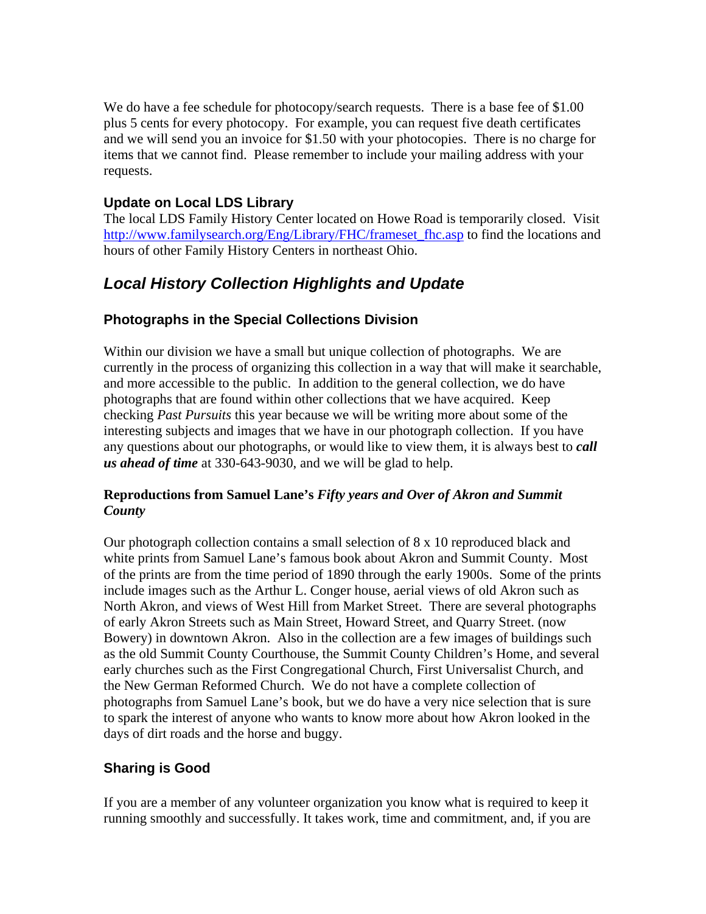We do have a fee schedule for photocopy/search requests. There is a base fee of $1.00 plus 5 cents for every photocopy. For example, you can request five death certificates and we will send you an invoice for $1.50 with your photocopies. There is no charge for items that we cannot find. Please remember to include your mailing address with your requests.

### Update on Local LDS Library

The local LDS Family History Center located on Howe Road is temporarily closed. Visit http://www.familysearch.org/Eng/Library/FHC/frameset_fhc.asp to find the locations and hours of other Family History Centers in northeast Ohio.

## *Local History Collection Highlights and Update*

### Photographs in the Special Collections Division

Within our division we have a small but unique collection of photographs. We are currently in the process of organizing this collection in a way that will make it searchable, and more accessible to the public. In addition to the general collection, we do have photographs that are found within other collections that we have acquired. Keep checking *Past Pursuits* this year because we will be writing more about some of the interesting subjects and images that we have in our photograph collection. If you have any questions about our photographs, or would like to view them, it is always best to ***call us ahead of time*** at 330-643-9030, and we will be glad to help.

#### Reproductions from Samuel Lane's *Fifty years and Over of Akron and Summit County*

Our photograph collection contains a small selection of 8 x 10 reproduced black and white prints from Samuel Lane's famous book about Akron and Summit County. Most of the prints are from the time period of 1890 through the early 1900s. Some of the prints include images such as the Arthur L. Conger house, aerial views of old Akron such as North Akron, and views of West Hill from Market Street. There are several photographs of early Akron Streets such as Main Street, Howard Street, and Quarry Street. (now Bowery) in downtown Akron. Also in the collection are a few images of buildings such as the old Summit County Courthouse, the Summit County Children's Home, and several early churches such as the First Congregational Church, First Universalist Church, and the New German Reformed Church. We do not have a complete collection of photographs from Samuel Lane's book, but we do have a very nice selection that is sure to spark the interest of anyone who wants to know more about how Akron looked in the days of dirt roads and the horse and buggy.

### Sharing is Good

If you are a member of any volunteer organization you know what is required to keep it running smoothly and successfully. It takes work, time and commitment, and, if you are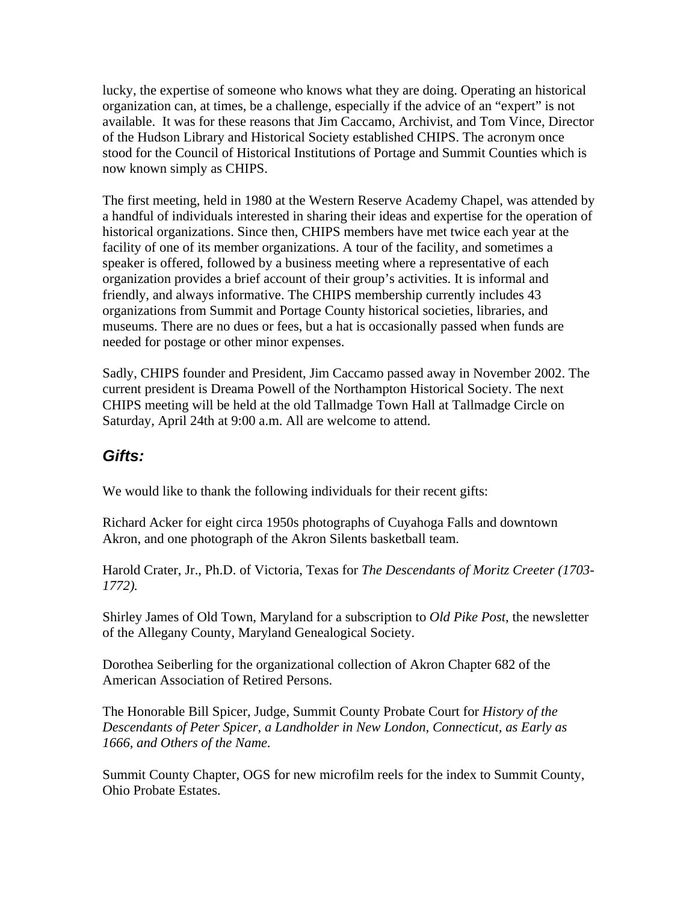lucky, the expertise of someone who knows what they are doing. Operating an historical organization can, at times, be a challenge, especially if the advice of an "expert" is not available. It was for these reasons that Jim Caccamo, Archivist, and Tom Vince, Director of the Hudson Library and Historical Society established CHIPS. The acronym once stood for the Council of Historical Institutions of Portage and Summit Counties which is now known simply as CHIPS.

The first meeting, held in 1980 at the Western Reserve Academy Chapel, was attended by a handful of individuals interested in sharing their ideas and expertise for the operation of historical organizations. Since then, CHIPS members have met twice each year at the facility of one of its member organizations. A tour of the facility, and sometimes a speaker is offered, followed by a business meeting where a representative of each organization provides a brief account of their group's activities. It is informal and friendly, and always informative. The CHIPS membership currently includes 43 organizations from Summit and Portage County historical societies, libraries, and museums. There are no dues or fees, but a hat is occasionally passed when funds are needed for postage or other minor expenses.

Sadly, CHIPS founder and President, Jim Caccamo passed away in November 2002. The current president is Dreama Powell of the Northampton Historical Society. The next CHIPS meeting will be held at the old Tallmadge Town Hall at Tallmadge Circle on Saturday, April 24th at 9:00 a.m. All are welcome to attend.

## *Gifts:*

We would like to thank the following individuals for their recent gifts:

Richard Acker for eight circa 1950s photographs of Cuyahoga Falls and downtown Akron, and one photograph of the Akron Silents basketball team.

Harold Crater, Jr., Ph.D. of Victoria, Texas for *The Descendants of Moritz Creeter (1703-1772).*

Shirley James of Old Town, Maryland for a subscription to *Old Pike Post*, the newsletter of the Allegany County, Maryland Genealogical Society.

Dorothea Seiberling for the organizational collection of Akron Chapter 682 of the American Association of Retired Persons.

The Honorable Bill Spicer, Judge, Summit County Probate Court for *History of the Descendants of Peter Spicer, a Landholder in New London, Connecticut, as Early as 1666, and Others of the Name.*

Summit County Chapter, OGS for new microfilm reels for the index to Summit County, Ohio Probate Estates.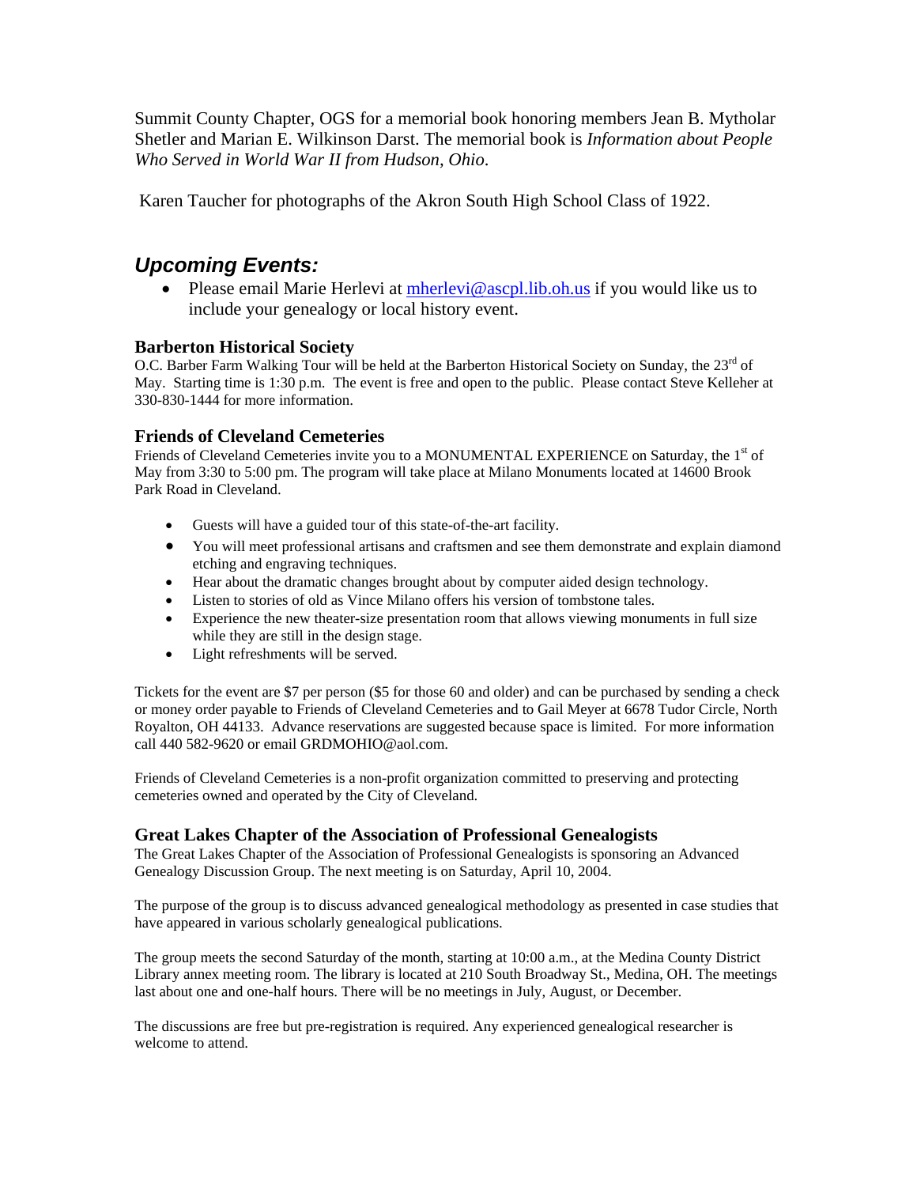Summit County Chapter, OGS for a memorial book honoring members Jean B. Mytholar Shetler and Marian E. Wilkinson Darst. The memorial book is *Information about People Who Served in World War II from Hudson, Ohio*.

Karen Taucher for photographs of the Akron South High School Class of 1922.

## *Upcoming Events:*

- Please email Marie Herlevi at [mherlevi@ascpl.lib.oh.us](mailto:mherlevi@ascpl.lib.oh.us) if you would like us to include your genealogy or local history event.

### Barberton Historical Society

O.C. Barber Farm Walking Tour will be held at the Barberton Historical Society on Sunday, the 23rd of May. Starting time is 1:30 p.m. The event is free and open to the public. Please contact Steve Kelleher at 330-830-1444 for more information.

### Friends of Cleveland Cemeteries

Friends of Cleveland Cemeteries invite you to a MONUMENTAL EXPERIENCE on Saturday, the 1st of May from 3:30 to 5:00 pm. The program will take place at Milano Monuments located at 14600 Brook Park Road in Cleveland.

- Guests will have a guided tour of this state-of-the-art facility.
- You will meet professional artisans and craftsmen and see them demonstrate and explain diamond etching and engraving techniques.
- Hear about the dramatic changes brought about by computer aided design technology.
- Listen to stories of old as Vince Milano offers his version of tombstone tales.
- Experience the new theater-size presentation room that allows viewing monuments in full size while they are still in the design stage.
- Light refreshments will be served.

Tickets for the event are $7 per person ($5 for those 60 and older) and can be purchased by sending a check or money order payable to Friends of Cleveland Cemeteries and to Gail Meyer at 6678 Tudor Circle, North Royalton, OH 44133. Advance reservations are suggested because space is limited. For more information call 440 582-9620 or email GRDMOHIO@aol.com.

Friends of Cleveland Cemeteries is a non-profit organization committed to preserving and protecting cemeteries owned and operated by the City of Cleveland.

### Great Lakes Chapter of the Association of Professional Genealogists

The Great Lakes Chapter of the Association of Professional Genealogists is sponsoring an Advanced Genealogy Discussion Group. The next meeting is on Saturday, April 10, 2004.

The purpose of the group is to discuss advanced genealogical methodology as presented in case studies that have appeared in various scholarly genealogical publications.

The group meets the second Saturday of the month, starting at 10:00 a.m., at the Medina County District Library annex meeting room. The library is located at 210 South Broadway St., Medina, OH. The meetings last about one and one-half hours. There will be no meetings in July, August, or December.

The discussions are free but pre-registration is required. Any experienced genealogical researcher is welcome to attend.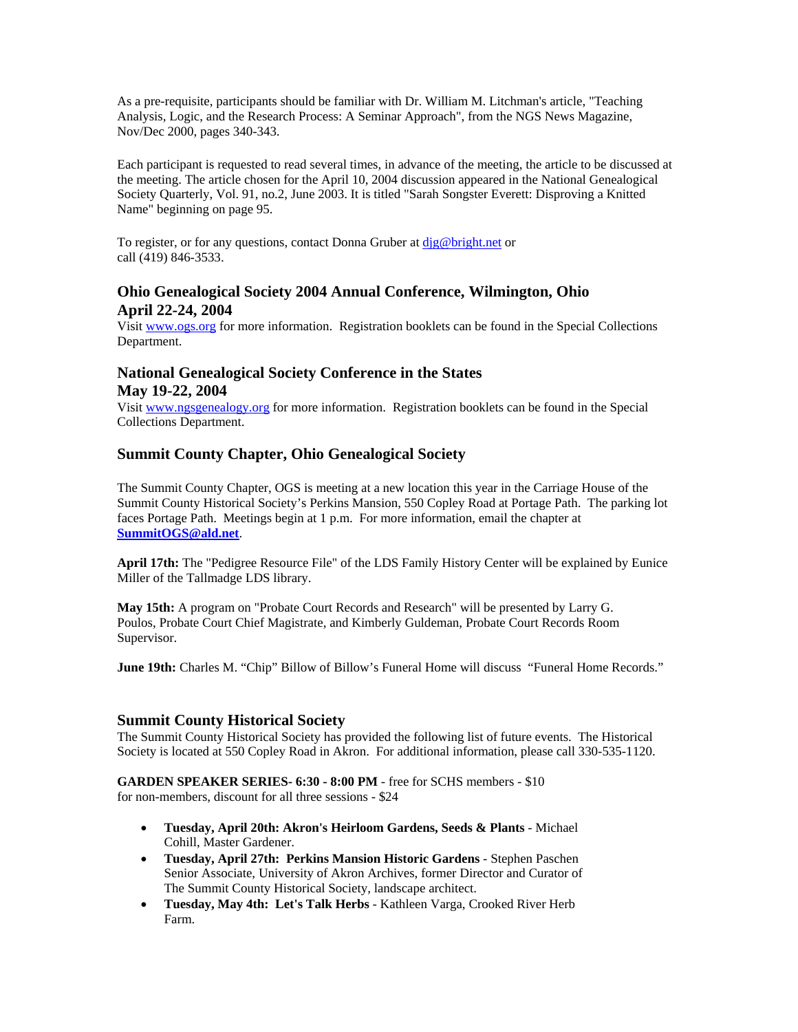As a pre-requisite, participants should be familiar with Dr. William M. Litchman's article, "Teaching Analysis, Logic, and the Research Process: A Seminar Approach", from the NGS News Magazine, Nov/Dec 2000, pages 340-343.

Each participant is requested to read several times, in advance of the meeting, the article to be discussed at the meeting. The article chosen for the April 10, 2004 discussion appeared in the National Genealogical Society Quarterly, Vol. 91, no.2, June 2003. It is titled "Sarah Songster Everett: Disproving a Knitted Name" beginning on page 95.

To register, or for any questions, contact Donna Gruber at djg@bright.net or call (419) 846-3533.

### Ohio Genealogical Society 2004 Annual Conference, Wilmington, Ohio April 22-24, 2004

Visit www.ogs.org for more information. Registration booklets can be found in the Special Collections Department.

### National Genealogical Society Conference in the States May 19-22, 2004

Visit www.ngsgenealogy.org for more information. Registration booklets can be found in the Special Collections Department.

### Summit County Chapter, Ohio Genealogical Society

The Summit County Chapter, OGS is meeting at a new location this year in the Carriage House of the Summit County Historical Society's Perkins Mansion, 550 Copley Road at Portage Path. The parking lot faces Portage Path. Meetings begin at 1 p.m. For more information, email the chapter at **SummitOGS@ald.net**.

**April 17th:** The "Pedigree Resource File" of the LDS Family History Center will be explained by Eunice Miller of the Tallmadge LDS library.

**May 15th:** A program on "Probate Court Records and Research" will be presented by Larry G. Poulos, Probate Court Chief Magistrate, and Kimberly Guldeman, Probate Court Records Room Supervisor.

**June 19th:** Charles M. "Chip" Billow of Billow's Funeral Home will discuss "Funeral Home Records."

### Summit County Historical Society

The Summit County Historical Society has provided the following list of future events. The Historical Society is located at 550 Copley Road in Akron. For additional information, please call 330-535-1120.

**GARDEN SPEAKER SERIES- 6:30 - 8:00 PM** - free for SCHS members - $10 for non-members, discount for all three sessions - $24

- **Tuesday, April 20th: Akron's Heirloom Gardens, Seeds & Plants** - Michael Cohill, Master Gardener.
- **Tuesday, April 27th: Perkins Mansion Historic Gardens** - Stephen Paschen Senior Associate, University of Akron Archives, former Director and Curator of The Summit County Historical Society, landscape architect.
- **Tuesday, May 4th: Let's Talk Herbs** - Kathleen Varga, Crooked River Herb Farm.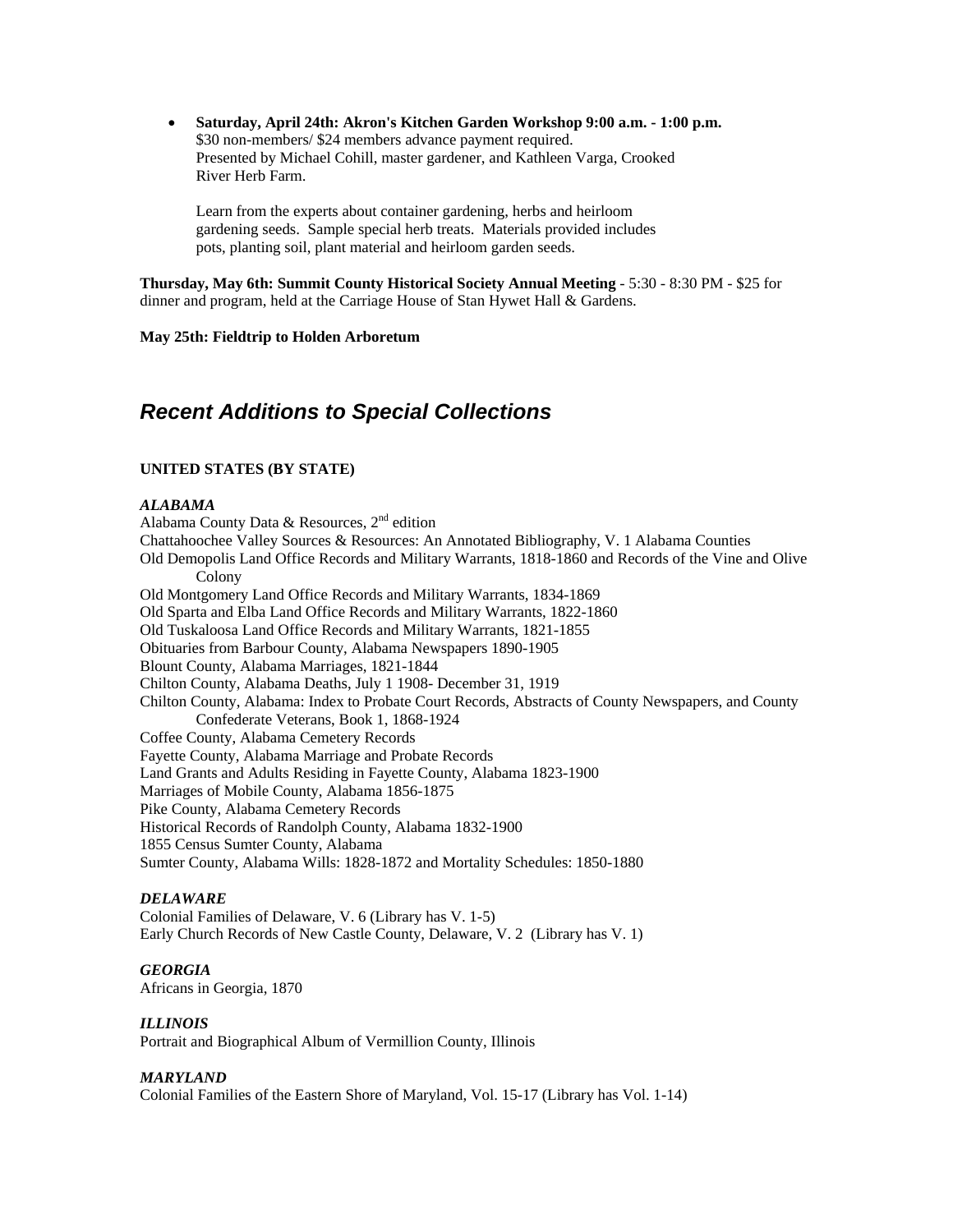- **Saturday, April 24th: Akron's Kitchen Garden Workshop 9:00 a.m. - 1:00 p.m.**
  $30 non-members/ $24 members advance payment required.
  Presented by Michael Cohill, master gardener, and Kathleen Varga, Crooked River Herb Farm.

  Learn from the experts about container gardening, herbs and heirloom gardening seeds. Sample special herb treats. Materials provided includes pots, planting soil, plant material and heirloom garden seeds.

**Thursday, May 6th: Summit County Historical Society Annual Meeting** - 5:30 - 8:30 PM - $25 for dinner and program, held at the Carriage House of Stan Hywet Hall & Gardens.

**May 25th: Fieldtrip to Holden Arboretum**

## *Recent Additions to Special Collections*

### UNITED STATES (BY STATE)

***ALABAMA***

Alabama County Data & Resources, 2nd edition
Chattahoochee Valley Sources & Resources: An Annotated Bibliography, V. 1 Alabama Counties
Old Demopolis Land Office Records and Military Warrants, 1818-1860 and Records of the Vine and Olive Colony
Old Montgomery Land Office Records and Military Warrants, 1834-1869
Old Sparta and Elba Land Office Records and Military Warrants, 1822-1860
Old Tuskaloosa Land Office Records and Military Warrants, 1821-1855
Obituaries from Barbour County, Alabama Newspapers 1890-1905
Blount County, Alabama Marriages, 1821-1844
Chilton County, Alabama Deaths, July 1 1908- December 31, 1919
Chilton County, Alabama: Index to Probate Court Records, Abstracts of County Newspapers, and County Confederate Veterans, Book 1, 1868-1924
Coffee County, Alabama Cemetery Records
Fayette County, Alabama Marriage and Probate Records
Land Grants and Adults Residing in Fayette County, Alabama 1823-1900
Marriages of Mobile County, Alabama 1856-1875
Pike County, Alabama Cemetery Records
Historical Records of Randolph County, Alabama 1832-1900
1855 Census Sumter County, Alabama
Sumter County, Alabama Wills: 1828-1872 and Mortality Schedules: 1850-1880

***DELAWARE***

Colonial Families of Delaware, V. 6 (Library has V. 1-5)
Early Church Records of New Castle County, Delaware, V. 2 (Library has V. 1)

***GEORGIA***

Africans in Georgia, 1870

***ILLINOIS***

Portrait and Biographical Album of Vermillion County, Illinois

***MARYLAND***

Colonial Families of the Eastern Shore of Maryland, Vol. 15-17 (Library has Vol. 1-14)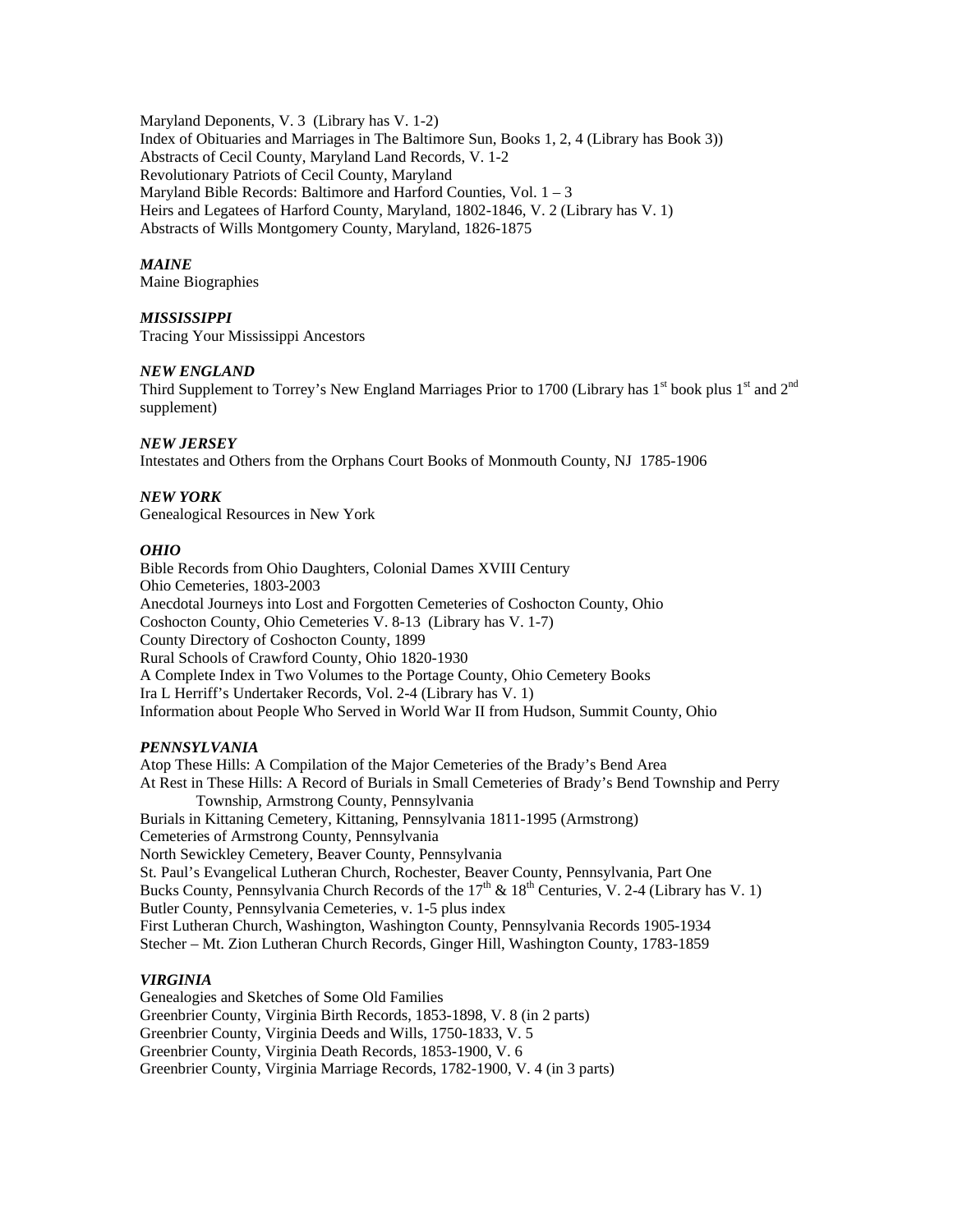Maryland Deponents, V. 3 (Library has V. 1-2)
Index of Obituaries and Marriages in The Baltimore Sun, Books 1, 2, 4 (Library has Book 3))
Abstracts of Cecil County, Maryland Land Records, V. 1-2
Revolutionary Patriots of Cecil County, Maryland
Maryland Bible Records: Baltimore and Harford Counties, Vol. 1 – 3
Heirs and Legatees of Harford County, Maryland, 1802-1846, V. 2 (Library has V. 1)
Abstracts of Wills Montgomery County, Maryland, 1826-1875

***MAINE***
Maine Biographies

***MISSISSIPPI***
Tracing Your Mississippi Ancestors

***NEW ENGLAND***
Third Supplement to Torrey's New England Marriages Prior to 1700 (Library has 1st book plus 1st and 2nd supplement)

***NEW JERSEY***
Intestates and Others from the Orphans Court Books of Monmouth County, NJ 1785-1906

***NEW YORK***
Genealogical Resources in New York

***OHIO***
Bible Records from Ohio Daughters, Colonial Dames XVIII Century
Ohio Cemeteries, 1803-2003
Anecdotal Journeys into Lost and Forgotten Cemeteries of Coshocton County, Ohio
Coshocton County, Ohio Cemeteries V. 8-13 (Library has V. 1-7)
County Directory of Coshocton County, 1899
Rural Schools of Crawford County, Ohio 1820-1930
A Complete Index in Two Volumes to the Portage County, Ohio Cemetery Books
Ira L Herriff's Undertaker Records, Vol. 2-4 (Library has V. 1)
Information about People Who Served in World War II from Hudson, Summit County, Ohio

***PENNSYLVANIA***
Atop These Hills: A Compilation of the Major Cemeteries of the Brady's Bend Area
At Rest in These Hills: A Record of Burials in Small Cemeteries of Brady's Bend Township and Perry Township, Armstrong County, Pennsylvania
Burials in Kittaning Cemetery, Kittaning, Pennsylvania 1811-1995 (Armstrong)
Cemeteries of Armstrong County, Pennsylvania
North Sewickley Cemetery, Beaver County, Pennsylvania
St. Paul's Evangelical Lutheran Church, Rochester, Beaver County, Pennsylvania, Part One
Bucks County, Pennsylvania Church Records of the 17th & 18th Centuries, V. 2-4 (Library has V. 1)
Butler County, Pennsylvania Cemeteries, v. 1-5 plus index
First Lutheran Church, Washington, Washington County, Pennsylvania Records 1905-1934
Stecher – Mt. Zion Lutheran Church Records, Ginger Hill, Washington County, 1783-1859

***VIRGINIA***
Genealogies and Sketches of Some Old Families
Greenbrier County, Virginia Birth Records, 1853-1898, V. 8 (in 2 parts)
Greenbrier County, Virginia Deeds and Wills, 1750-1833, V. 5
Greenbrier County, Virginia Death Records, 1853-1900, V. 6
Greenbrier County, Virginia Marriage Records, 1782-1900, V. 4 (in 3 parts)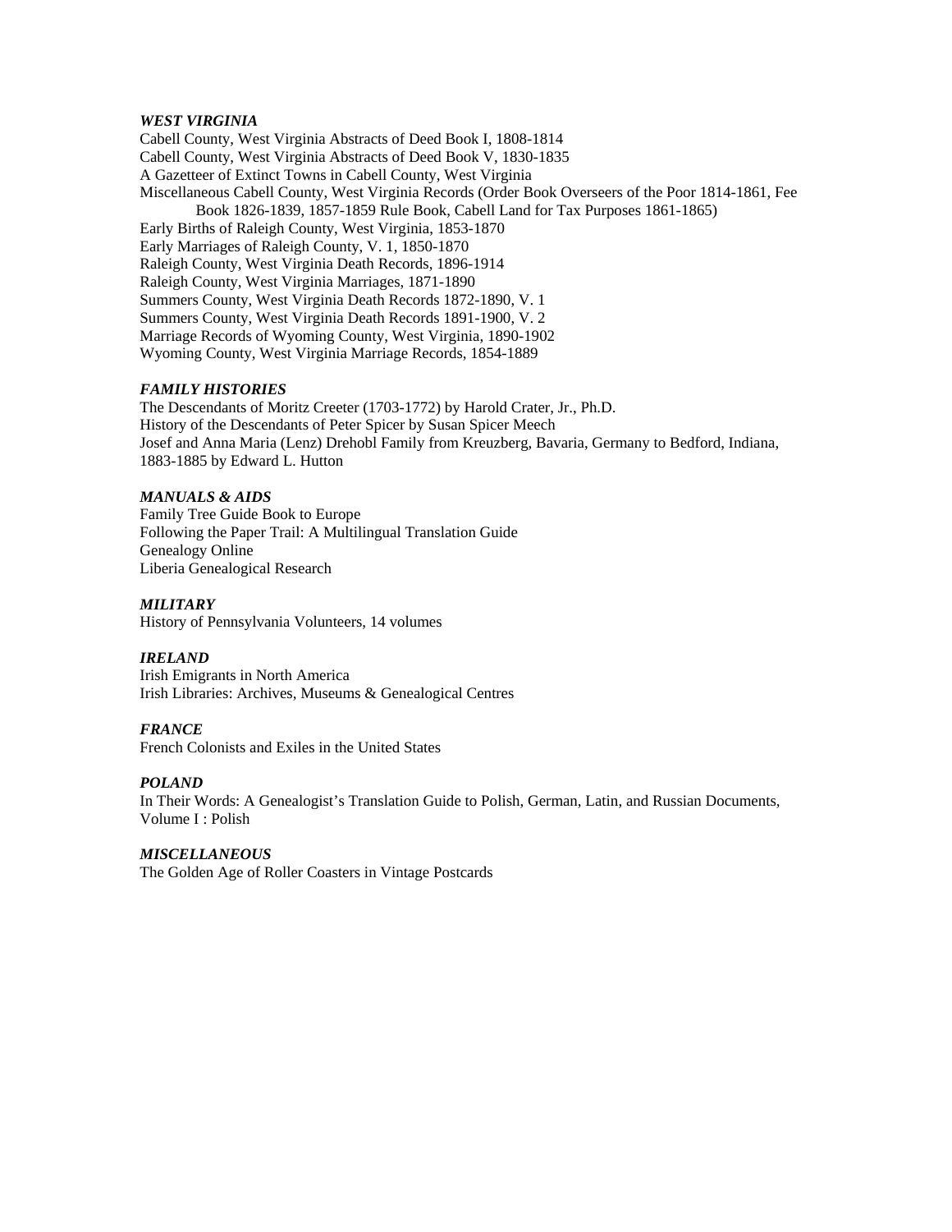***WEST VIRGINIA***

Cabell County, West Virginia Abstracts of Deed Book I, 1808-1814
Cabell County, West Virginia Abstracts of Deed Book V, 1830-1835
A Gazetteer of Extinct Towns in Cabell County, West Virginia
Miscellaneous Cabell County, West Virginia Records (Order Book Overseers of the Poor 1814-1861, Fee Book 1826-1839, 1857-1859 Rule Book, Cabell Land for Tax Purposes 1861-1865)
Early Births of Raleigh County, West Virginia, 1853-1870
Early Marriages of Raleigh County, V. 1, 1850-1870
Raleigh County, West Virginia Death Records, 1896-1914
Raleigh County, West Virginia Marriages, 1871-1890
Summers County, West Virginia Death Records 1872-1890, V. 1
Summers County, West Virginia Death Records 1891-1900, V. 2
Marriage Records of Wyoming County, West Virginia, 1890-1902
Wyoming County, West Virginia Marriage Records, 1854-1889

***FAMILY HISTORIES***

The Descendants of Moritz Creeter (1703-1772) by Harold Crater, Jr., Ph.D.
History of the Descendants of Peter Spicer by Susan Spicer Meech
Josef and Anna Maria (Lenz) Drehobl Family from Kreuzberg, Bavaria, Germany to Bedford, Indiana, 1883-1885 by Edward L. Hutton

***MANUALS & AIDS***

Family Tree Guide Book to Europe
Following the Paper Trail: A Multilingual Translation Guide
Genealogy Online
Liberia Genealogical Research

***MILITARY***

History of Pennsylvania Volunteers, 14 volumes

***IRELAND***

Irish Emigrants in North America
Irish Libraries: Archives, Museums & Genealogical Centres

***FRANCE***

French Colonists and Exiles in the United States

***POLAND***

In Their Words: A Genealogist's Translation Guide to Polish, German, Latin, and Russian Documents, Volume I : Polish

***MISCELLANEOUS***

The Golden Age of Roller Coasters in Vintage Postcards